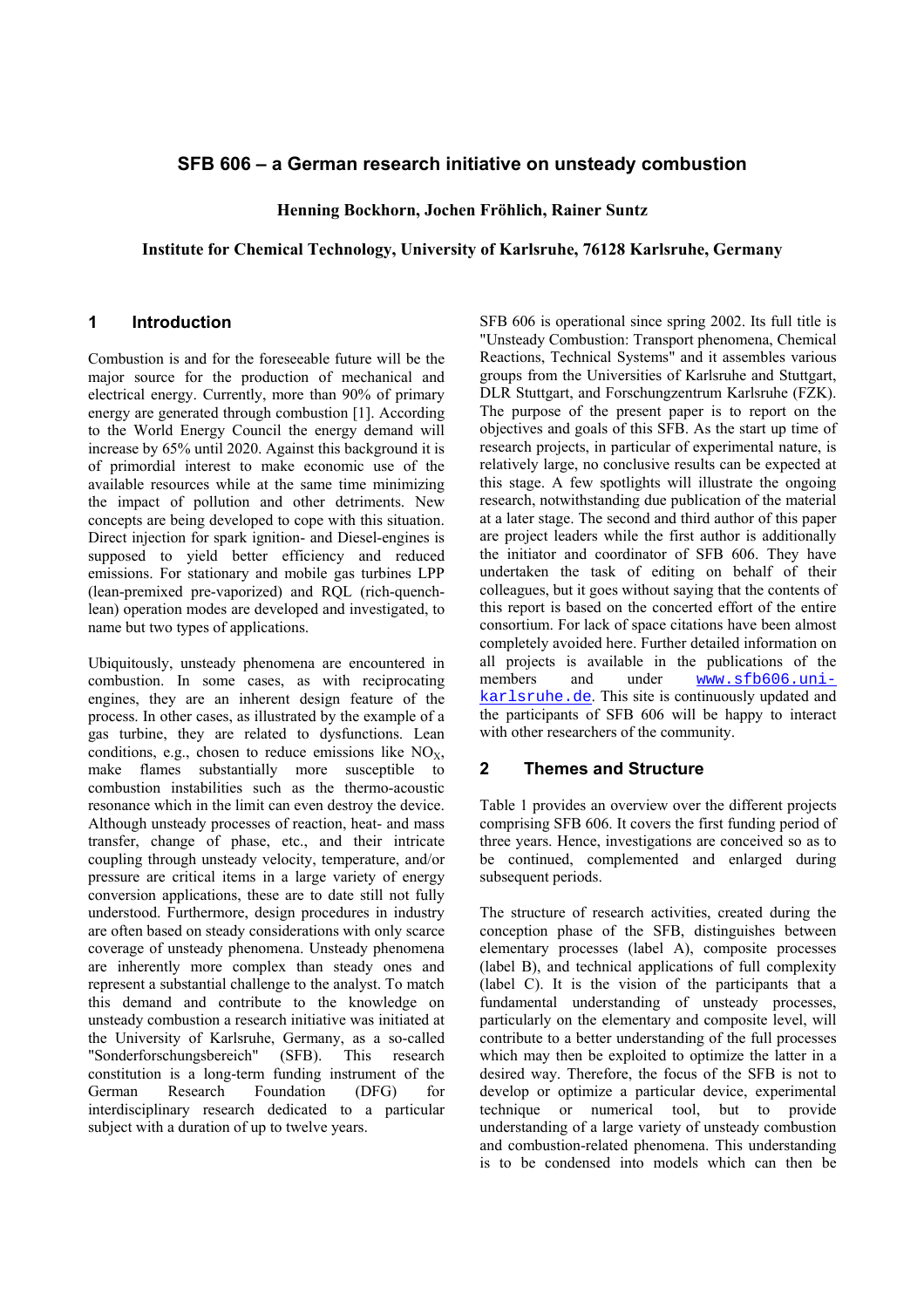# SFB 606 – a German research initiative on unsteady combustion

**Henning Bockhorn, Jochen Fröhlich, Rainer Suntz**

**Institute for Chemical Technology, University of Karlsruhe, 76128 Karlsruhe, Germany**

## 1 Introduction

Combustion is and for the foreseeable future will be the major source for the production of mechanical and electrical energy. Currently, more than 90% of primary energy are generated through combustion [1]. According to the World Energy Council the energy demand will increase by 65% until 2020. Against this background it is of primordial interest to make economic use of the available resources while at the same time minimizing the impact of pollution and other detriments. New concepts are being developed to cope with this situation. Direct injection for spark ignition- and Diesel-engines is supposed to yield better efficiency and reduced emissions. For stationary and mobile gas turbines LPP (lean-premixed pre-vaporized) and RQL (rich-quench-lean) operation modes are developed and investigated, to name but two types of applications.

Ubiquitously, unsteady phenomena are encountered in combustion. In some cases, as with reciprocating engines, they are an inherent design feature of the process. In other cases, as illustrated by the example of a gas turbine, they are related to dysfunctions. Lean conditions, e.g., chosen to reduce emissions like $NO_X$, make flames substantially more susceptible to combustion instabilities such as the thermo-acoustic resonance which in the limit can even destroy the device. Although unsteady processes of reaction, heat- and mass transfer, change of phase, etc., and their intricate coupling through unsteady velocity, temperature, and/or pressure are critical items in a large variety of energy conversion applications, these are to date still not fully understood. Furthermore, design procedures in industry are often based on steady considerations with only scarce coverage of unsteady phenomena. Unsteady phenomena are inherently more complex than steady ones and represent a substantial challenge to the analyst. To match this demand and contribute to the knowledge on unsteady combustion a research initiative was initiated at the University of Karlsruhe, Germany, as a so-called "Sonderforschungsbereich" (SFB). This research constitution is a long-term funding instrument of the German Research Foundation (DFG) for interdisciplinary research dedicated to a particular subject with a duration of up to twelve years.

SFB 606 is operational since spring 2002. Its full title is "Unsteady Combustion: Transport phenomena, Chemical Reactions, Technical Systems" and it assembles various groups from the Universities of Karlsruhe and Stuttgart, DLR Stuttgart, and Forschungzentrum Karlsruhe (FZK). The purpose of the present paper is to report on the objectives and goals of this SFB. As the start up time of research projects, in particular of experimental nature, is relatively large, no conclusive results can be expected at this stage. A few spotlights will illustrate the ongoing research, notwithstanding due publication of the material at a later stage. The second and third author of this paper are project leaders while the first author is additionally the initiator and coordinator of SFB 606. They have undertaken the task of editing on behalf of their colleagues, but it goes without saying that the contents of this report is based on the concerted effort of the entire consortium. For lack of space citations have been almost completely avoided here. Further detailed information on all projects is available in the publications of the members and under www.sfb606.uni-karlsruhe.de. This site is continuously updated and the participants of SFB 606 will be happy to interact with other researchers of the community.

## 2 Themes and Structure

Table 1 provides an overview over the different projects comprising SFB 606. It covers the first funding period of three years. Hence, investigations are conceived so as to be continued, complemented and enlarged during subsequent periods.

The structure of research activities, created during the conception phase of the SFB, distinguishes between elementary processes (label A), composite processes (label B), and technical applications of full complexity (label C). It is the vision of the participants that a fundamental understanding of unsteady processes, particularly on the elementary and composite level, will contribute to a better understanding of the full processes which may then be exploited to optimize the latter in a desired way. Therefore, the focus of the SFB is not to develop or optimize a particular device, experimental technique or numerical tool, but to provide understanding of a large variety of unsteady combustion and combustion-related phenomena. This understanding is to be condensed into models which can then be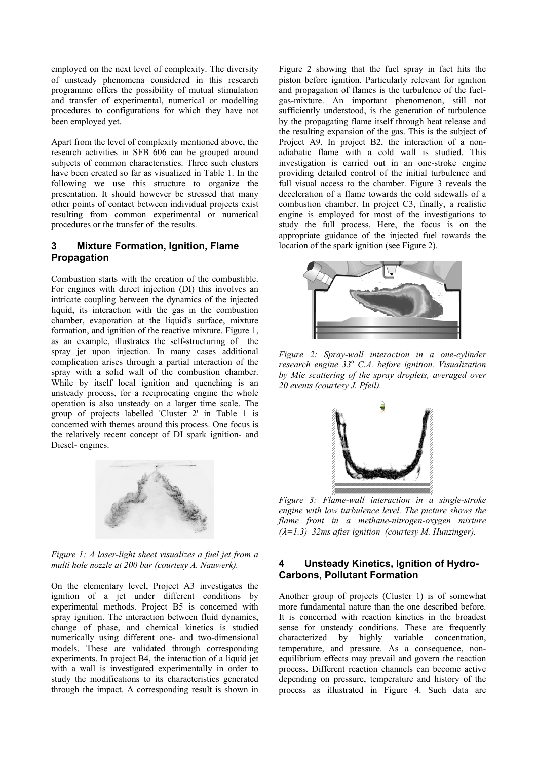employed on the next level of complexity. The diversity of unsteady phenomena considered in this research programme offers the possibility of mutual stimulation and transfer of experimental, numerical or modelling procedures to configurations for which they have not been employed yet.

Apart from the level of complexity mentioned above, the research activities in SFB 606 can be grouped around subjects of common characteristics. Three such clusters have been created so far as visualized in Table 1. In the following we use this structure to organize the presentation. It should however be stressed that many other points of contact between individual projects exist resulting from common experimental or numerical procedures or the transfer of the results.

## 3 Mixture Formation, Ignition, Flame Propagation

Combustion starts with the creation of the combustible. For engines with direct injection (DI) this involves an intricate coupling between the dynamics of the injected liquid, its interaction with the gas in the combustion chamber, evaporation at the liquid's surface, mixture formation, and ignition of the reactive mixture. Figure 1, as an example, illustrates the self-structuring of the spray jet upon injection. In many cases additional complication arises through a partial interaction of the spray with a solid wall of the combustion chamber. While by itself local ignition and quenching is an unsteady process, for a reciprocating engine the whole operation is also unsteady on a larger time scale. The group of projects labelled 'Cluster 2' in Table 1 is concerned with themes around this process. One focus is the relatively recent concept of DI spark ignition- and Diesel- engines.

*Figure 1: A laser-light sheet visualizes a fuel jet from a multi hole nozzle at 200 bar (courtesy A. Nauwerk).*

On the elementary level, Project A3 investigates the ignition of a jet under different conditions by experimental methods. Project B5 is concerned with spray ignition. The interaction between fluid dynamics, change of phase, and chemical kinetics is studied numerically using different one- and two-dimensional models. These are validated through corresponding experiments. In project B4, the interaction of a liquid jet with a wall is investigated experimentally in order to study the modifications to its characteristics generated through the impact. A corresponding result is shown in Figure 2 showing that the fuel spray in fact hits the piston before ignition. Particularly relevant for ignition and propagation of flames is the turbulence of the fuel-gas-mixture. An important phenomenon, still not sufficiently understood, is the generation of turbulence by the propagating flame itself through heat release and the resulting expansion of the gas. This is the subject of Project A9. In project B2, the interaction of a non-adiabatic flame with a cold wall is studied. This investigation is carried out in an one-stroke engine providing detailed control of the initial turbulence and full visual access to the chamber. Figure 3 reveals the deceleration of a flame towards the cold sidewalls of a combustion chamber. In project C3, finally, a realistic engine is employed for most of the investigations to study the full process. Here, the focus is on the appropriate guidance of the injected fuel towards the location of the spark ignition (see Figure 2).

*Figure 2: Spray-wall interaction in a one-cylinder research engine 33° C.A. before ignition. Visualization by Mie scattering of the spray droplets, averaged over 20 events (courtesy J. Pfeil).*

*Figure 3: Flame-wall interaction in a single-stroke engine with low turbulence level. The picture shows the flame front in a methane-nitrogen-oxygen mixture ($\lambda$=1.3) 32ms after ignition (courtesy M. Hunzinger).*

## 4 Unsteady Kinetics, Ignition of Hydro-Carbons, Pollutant Formation

Another group of projects (Cluster 1) is of somewhat more fundamental nature than the one described before. It is concerned with reaction kinetics in the broadest sense for unsteady conditions. These are frequently characterized by highly variable concentration, temperature, and pressure. As a consequence, non-equilibrium effects may prevail and govern the reaction process. Different reaction channels can become active depending on pressure, temperature and history of the process as illustrated in Figure 4. Such data are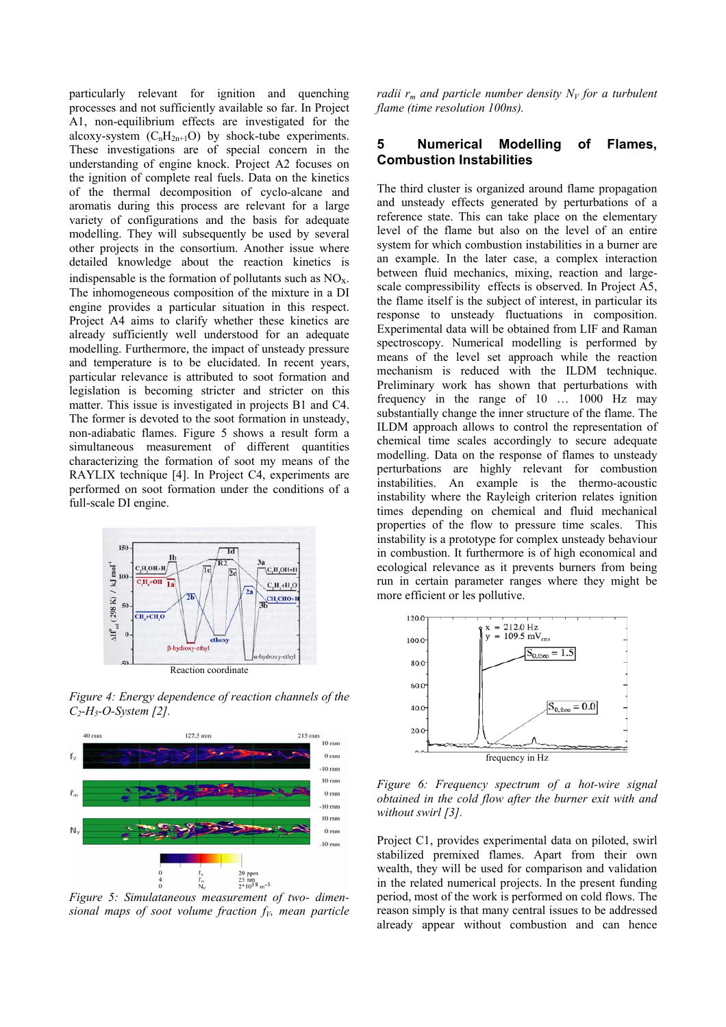particularly relevant for ignition and quenching processes and not sufficiently available so far. In Project A1, non-equilibrium effects are investigated for the alcoxy-system ($C_nH_{2n+1}O$) by shock-tube experiments. These investigations are of special concern in the understanding of engine knock. Project A2 focuses on the ignition of complete real fuels. Data on the kinetics of the thermal decomposition of cyclo-alcane and aromatis during this process are relevant for a large variety of configurations and the basis for adequate modelling. They will subsequently be used by several other projects in the consortium. Another issue where detailed knowledge about the reaction kinetics is indispensable is the formation of pollutants such as $NO_X$. The inhomogeneous composition of the mixture in a DI engine provides a particular situation in this respect. Project A4 aims to clarify whether these kinetics are already sufficiently well understood for an adequate modelling. Furthermore, the impact of unsteady pressure and temperature is to be elucidated. In recent years, particular relevance is attributed to soot formation and legislation is becoming stricter and stricter on this matter. This issue is investigated in projects B1 and C4. The former is devoted to the soot formation in unsteady, non-adiabatic flames. Figure 5 shows a result form a simultaneous measurement of different quantities characterizing the formation of soot my means of the RAYLIX technique [4]. In Project C4, experiments are performed on soot formation under the conditions of a full-scale DI engine.

*Figure 4: Energy dependence of reaction channels of the $C_2$-$H_5$-O-System [2].*

*Figure 5: Simulataneous measurement of two- dimensional maps of soot volume fraction $f_V$, mean particle radii $r_m$ and particle number density $N_V$ for a turbulent flame (time resolution 100ns).*

## 5 Numerical Modelling of Flames, Combustion Instabilities

The third cluster is organized around flame propagation and unsteady effects generated by perturbations of a reference state. This can take place on the elementary level of the flame but also on the level of an entire system for which combustion instabilities in a burner are an example. In the later case, a complex interaction between fluid mechanics, mixing, reaction and large-scale compressibility effects is observed. In Project A5, the flame itself is the subject of interest, in particular its response to unsteady fluctuations in composition. Experimental data will be obtained from LIF and Raman spectroscopy. Numerical modelling is performed by means of the level set approach while the reaction mechanism is reduced with the ILDM technique. Preliminary work has shown that perturbations with frequency in the range of 10 … 1000 Hz may substantially change the inner structure of the flame. The ILDM approach allows to control the representation of chemical time scales accordingly to secure adequate modelling. Data on the response of flames to unsteady perturbations are highly relevant for combustion instabilities. An example is the thermo-acoustic instability where the Rayleigh criterion relates ignition times depending on chemical and fluid mechanical properties of the flow to pressure time scales. This instability is a prototype for complex unsteady behaviour in combustion. It furthermore is of high economical and ecological relevance as it prevents burners from being run in certain parameter ranges where they might be more efficient or les pollutive.

*Figure 6: Frequency spectrum of a hot-wire signal obtained in the cold flow after the burner exit with and without swirl [3].*

Project C1, provides experimental data on piloted, swirl stabilized premixed flames. Apart from their own wealth, they will be used for comparison and validation in the related numerical projects. In the present funding period, most of the work is performed on cold flows. The reason simply is that many central issues to be addressed already appear without combustion and can hence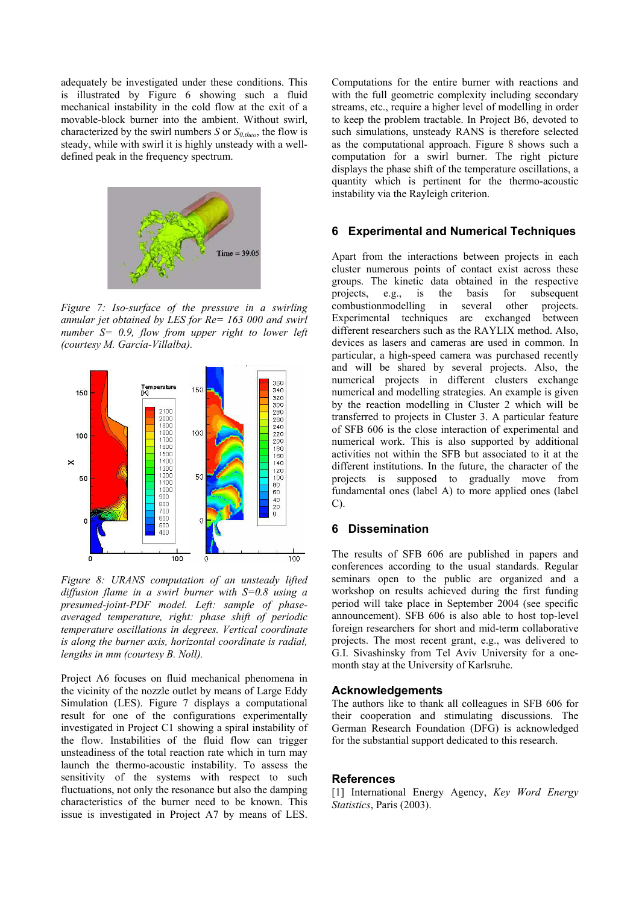adequately be investigated under these conditions. This is illustrated by Figure 6 showing such a fluid mechanical instability in the cold flow at the exit of a movable-block burner into the ambient. Without swirl, characterized by the swirl numbers $S$ or $S_{0,theo}$, the flow is steady, while with swirl it is highly unsteady with a well-defined peak in the frequency spectrum.

*Figure 7: Iso-surface of the pressure in a swirling annular jet obtained by LES for Re= 163 000 and swirl number S= 0.9, flow from upper right to lower left (courtesy M. García-Villalba).*

*Figure 8: URANS computation of an unsteady lifted diffusion flame in a swirl burner with S=0.8 using a presumed-joint-PDF model. Left: sample of phase-averaged temperature, right: phase shift of periodic temperature oscillations in degrees. Vertical coordinate is along the burner axis, horizontal coordinate is radial, lengths in mm (courtesy B. Noll).*

Project A6 focuses on fluid mechanical phenomena in the vicinity of the nozzle outlet by means of Large Eddy Simulation (LES). Figure 7 displays a computational result for one of the configurations experimentally investigated in Project C1 showing a spiral instability of the flow. Instabilities of the fluid flow can trigger unsteadiness of the total reaction rate which in turn may launch the thermo-acoustic instability. To assess the sensitivity of the systems with respect to such fluctuations, not only the resonance but also the damping characteristics of the burner need to be known. This issue is investigated in Project A7 by means of LES. Computations for the entire burner with reactions and with the full geometric complexity including secondary streams, etc., require a higher level of modelling in order to keep the problem tractable. In Project B6, devoted to such simulations, unsteady RANS is therefore selected as the computational approach. Figure 8 shows such a computation for a swirl burner. The right picture displays the phase shift of the temperature oscillations, a quantity which is pertinent for the thermo-acoustic instability via the Rayleigh criterion.

## 6 Experimental and Numerical Techniques

Apart from the interactions between projects in each cluster numerous points of contact exist across these groups. The kinetic data obtained in the respective projects, e.g., is the basis for subsequent combustionmodelling in several other projects. Experimental techniques are exchanged between different researchers such as the RAYLIX method. Also, devices as lasers and cameras are used in common. In particular, a high-speed camera was purchased recently and will be shared by several projects. Also, the numerical projects in different clusters exchange numerical and modelling strategies. An example is given by the reaction modelling in Cluster 2 which will be transferred to projects in Cluster 3. A particular feature of SFB 606 is the close interaction of experimental and numerical work. This is also supported by additional activities not within the SFB but associated to it at the different institutions. In the future, the character of the projects is supposed to gradually move from fundamental ones (label A) to more applied ones (label C).

## 6 Dissemination

The results of SFB 606 are published in papers and conferences according to the usual standards. Regular seminars open to the public are organized and a workshop on results achieved during the first funding period will take place in September 2004 (see specific announcement). SFB 606 is also able to host top-level foreign researchers for short and mid-term collaborative projects. The most recent grant, e.g., was delivered to G.I. Sivashinsky from Tel Aviv University for a one-month stay at the University of Karlsruhe.

## Acknowledgements

The authors like to thank all colleagues in SFB 606 for their cooperation and stimulating discussions. The German Research Foundation (DFG) is acknowledged for the substantial support dedicated to this research.

## References

[1] International Energy Agency, *Key Word Energy Statistics*, Paris (2003).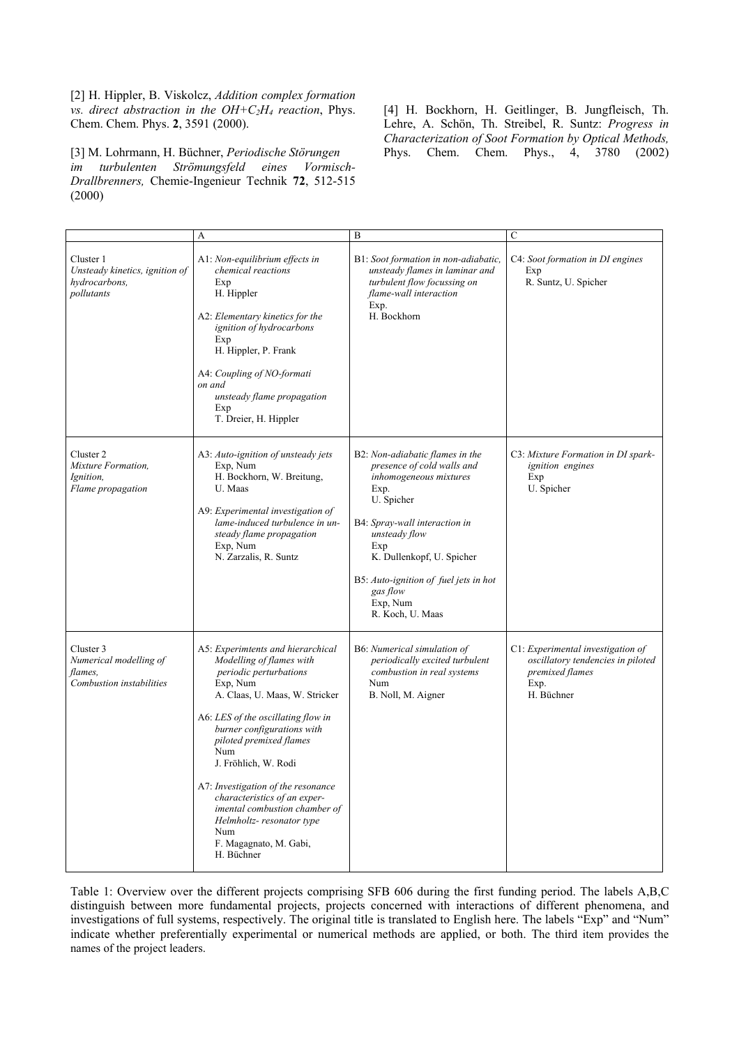[2] H. Hippler, B. Viskolcz, *Addition complex formation vs. direct abstraction in the OH+$C_2H_4$ reaction*, Phys. Chem. Chem. Phys. **2**, 3591 (2000).

[3] M. Lohrmann, H. Büchner, *Periodische Störungen im turbulenten Strömungsfeld eines Vormisch-Drallbrenners,* Chemie-Ingenieur Technik **72**, 512-515 (2000)

[4] H. Bockhorn, H. Geitlinger, B. Jungfleisch, Th. Lehre, A. Schön, Th. Streibel, R. Suntz: *Progress in Characterization of Soot Formation by Optical Methods,* Phys. Chem. Chem. Phys., 4, 3780 (2002)

| | A | B | C |
|---|---|---|---|
| Cluster 1<br>*Unsteady kinetics, ignition of hydrocarbons, pollutants* | A1: *Non-equilibrium effects in chemical reactions*<br>Exp<br>H. Hippler<br><br>A2: *Elementary kinetics for the ignition of hydrocarbons*<br>Exp<br>H. Hippler, P. Frank<br><br>A4: *Coupling of NO-formati on and unsteady flame propagation*<br>Exp<br>T. Dreier, H. Hippler | B1: *Soot formation in non-adiabatic, unsteady flames in laminar and turbulent flow focussing on flame-wall interaction*<br>Exp.<br>H. Bockhorn | C4: *Soot formation in DI engines*<br>Exp<br>R. Suntz, U. Spicher |
| Cluster 2<br>*Mixture Formation, Ignition, Flame propagation* | A3: *Auto-ignition of unsteady jets*<br>Exp, Num<br>H. Bockhorn, W. Breitung, U. Maas<br><br>A9: *Experimental investigation of lame-induced turbulence in unsteady flame propagation*<br>Exp, Num<br>N. Zarzalis, R. Suntz | B2: *Non-adiabatic flames in the presence of cold walls and inhomogeneous mixtures*<br>Exp.<br>U. Spicher<br><br>B4: *Spray-wall interaction in unsteady flow*<br>Exp<br>K. Dullenkopf, U. Spicher<br><br>B5: *Auto-ignition of fuel jets in hot gas flow*<br>Exp, Num<br>R. Koch, U. Maas | C3: *Mixture Formation in DI spark-ignition engines*<br>Exp<br>U. Spicher |
| Cluster 3<br>*Numerical modelling of flames, Combustion instabilities* | A5: *Experimtents and hierarchical Modelling of flames with periodic perturbations*<br>Exp, Num<br>A. Claas, U. Maas, W. Stricker<br><br>A6: *LES of the oscillating flow in burner configurations with piloted premixed flames*<br>Num<br>J. Fröhlich, W. Rodi<br><br>A7: *Investigation of the resonance characteristics of an experimental combustion chamber of Helmholtz- resonator type*<br>Num<br>F. Magagnato, M. Gabi, H. Büchner | B6: *Numerical simulation of periodically excited turbulent combustion in real systems*<br>Num<br>B. Noll, M. Aigner | C1: *Experimental investigation of oscillatory tendencies in piloted premixed flames*<br>Exp.<br>H. Büchner |

Table 1: Overview over the different projects comprising SFB 606 during the first funding period. The labels A,B,C distinguish between more fundamental projects, projects concerned with interactions of different phenomena, and investigations of full systems, respectively. The original title is translated to English here. The labels "Exp" and "Num" indicate whether preferentially experimental or numerical methods are applied, or both. The third item provides the names of the project leaders.